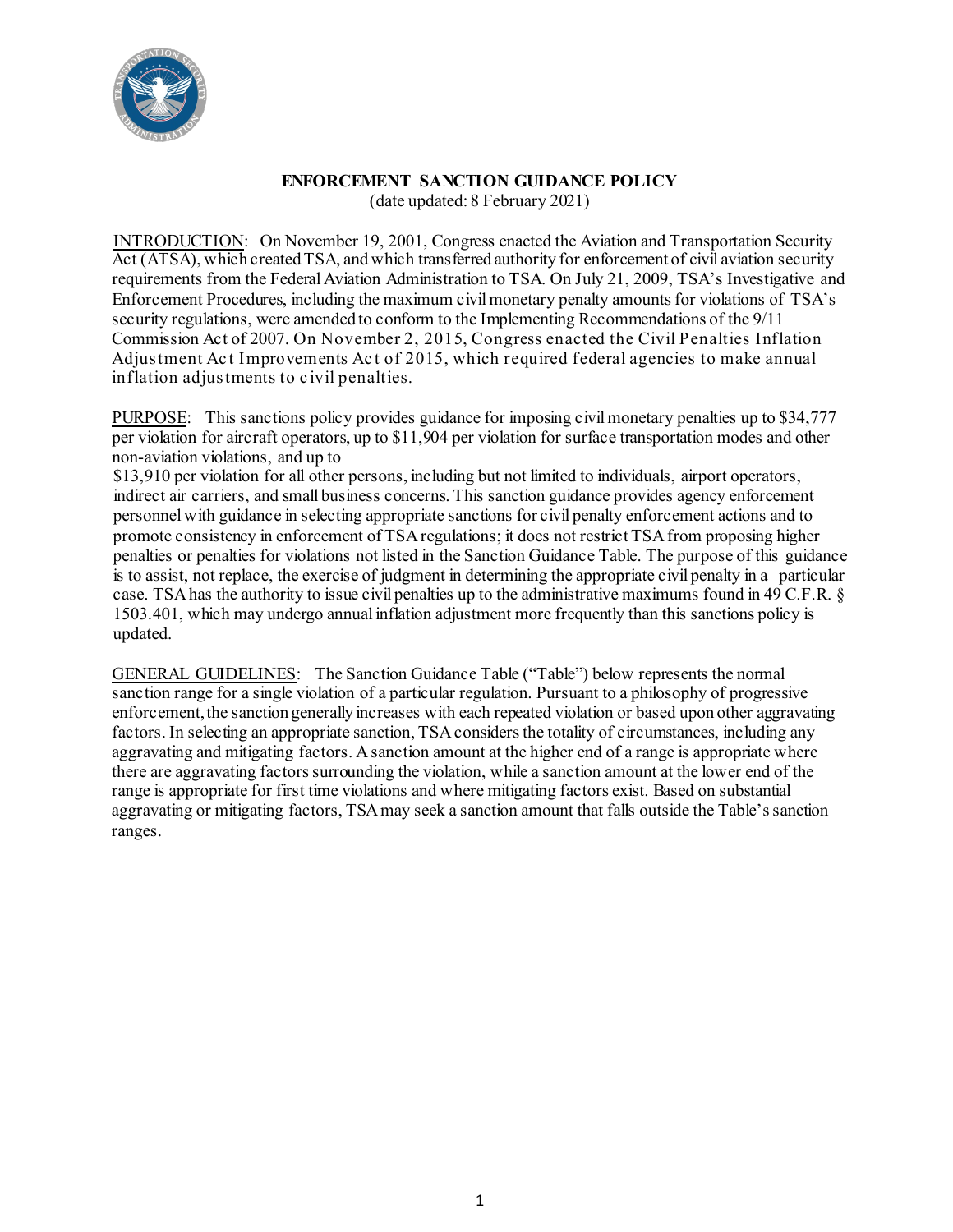**ENFORCEMENT SANCTION GUIDANCE POLICY**

(date updated: 8 February 2021)

INTRODUCTION: On November 19, 2001, Congress enacted the Aviation and Transportation Security Act (ATSA), which created TSA, and which transferred authority for enforcement of civil aviation security requirements from the Federal Aviation Administration to TSA. On July 21, 2009, TSA's Investigative and Enforcement Procedures, including the maximum civil monetary penalty amounts for violations of TSA's security regulations, were amended to conform to the Implementing Recommendations of the 9/11 Commission Act of 2007. On November 2, 2015, Congress enacted the Civil Penalties Inflation Adjustment Act Improvements Act of 2015, which required federal agencies to make annual inflation adjustments to civil penalties.

PURPOSE: This sanctions policy provides guidance for imposing civil monetary penalties up to $34,777 per violation for aircraft operators, up to $11,904 per violation for surface transportation modes and other non-aviation violations, and up to $13,910 per violation for all other persons, including but not limited to individuals, airport operators, indirect air carriers, and small business concerns. This sanction guidance provides agency enforcement personnel with guidance in selecting appropriate sanctions for civil penalty enforcement actions and to promote consistency in enforcement of TSA regulations; it does not restrict TSA from proposing higher penalties or penalties for violations not listed in the Sanction Guidance Table. The purpose of this guidance is to assist, not replace, the exercise of judgment in determining the appropriate civil penalty in a particular case. TSA has the authority to issue civil penalties up to the administrative maximums found in 49 C.F.R. § 1503.401, which may undergo annual inflation adjustment more frequently than this sanctions policy is updated.

GENERAL GUIDELINES: The Sanction Guidance Table ("Table") below represents the normal sanction range for a single violation of a particular regulation. Pursuant to a philosophy of progressive enforcement, the sanction generally increases with each repeated violation or based upon other aggravating factors. In selecting an appropriate sanction, TSA considers the totality of circumstances, including any aggravating and mitigating factors. A sanction amount at the higher end of a range is appropriate where there are aggravating factors surrounding the violation, while a sanction amount at the lower end of the range is appropriate for first time violations and where mitigating factors exist. Based on substantial aggravating or mitigating factors, TSA may seek a sanction amount that falls outside the Table's sanction ranges.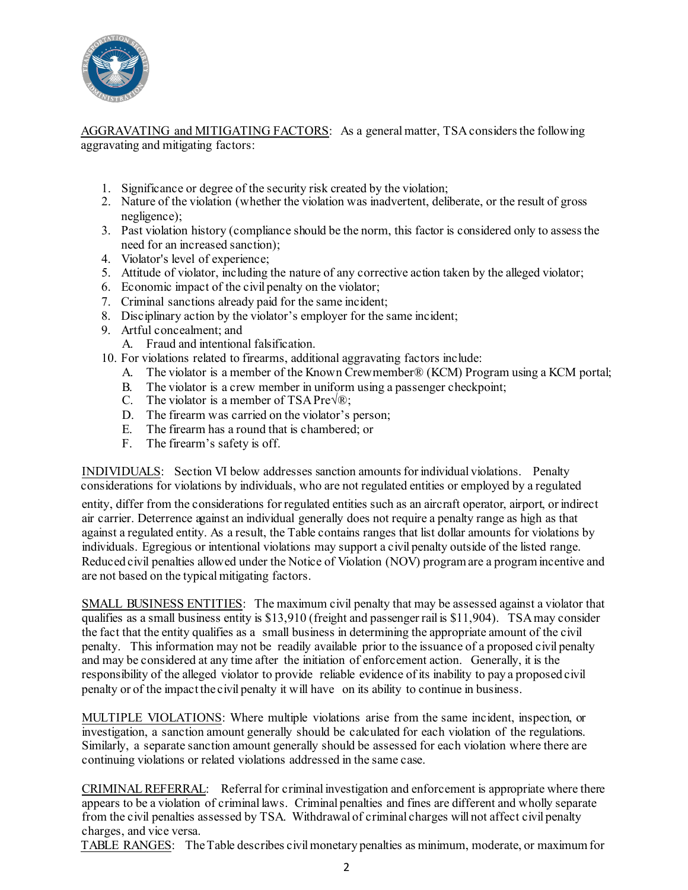AGGRAVATING and MITIGATING FACTORS: As a general matter, TSA considers the following aggravating and mitigating factors:

1. Significance or degree of the security risk created by the violation;
2. Nature of the violation (whether the violation was inadvertent, deliberate, or the result of gross negligence);
3. Past violation history (compliance should be the norm, this factor is considered only to assess the need for an increased sanction);
4. Violator's level of experience;
5. Attitude of violator, including the nature of any corrective action taken by the alleged violator;
6. Economic impact of the civil penalty on the violator;
7. Criminal sanctions already paid for the same incident;
8. Disciplinary action by the violator's employer for the same incident;
9. Artful concealment; and
   A. Fraud and intentional falsification.
10. For violations related to firearms, additional aggravating factors include:
    A. The violator is a member of the Known Crewmember® (KCM) Program using a KCM portal;
    B. The violator is a crew member in uniform using a passenger checkpoint;
    C. The violator is a member of TSA Pre√®;
    D. The firearm was carried on the violator's person;
    E. The firearm has a round that is chambered; or
    F. The firearm's safety is off.

INDIVIDUALS: Section VI below addresses sanction amounts for individual violations. Penalty considerations for violations by individuals, who are not regulated entities or employed by a regulated entity, differ from the considerations for regulated entities such as an aircraft operator, airport, or indirect air carrier. Deterrence against an individual generally does not require a penalty range as high as that against a regulated entity. As a result, the Table contains ranges that list dollar amounts for violations by individuals. Egregious or intentional violations may support a civil penalty outside of the listed range. Reduced civil penalties allowed under the Notice of Violation (NOV) program are a program incentive and are not based on the typical mitigating factors.

SMALL BUSINESS ENTITIES: The maximum civil penalty that may be assessed against a violator that qualifies as a small business entity is $13,910 (freight and passenger rail is $11,904). TSA may consider the fact that the entity qualifies as a small business in determining the appropriate amount of the civil penalty. This information may not be readily available prior to the issuance of a proposed civil penalty and may be considered at any time after the initiation of enforcement action. Generally, it is the responsibility of the alleged violator to provide reliable evidence of its inability to pay a proposed civil penalty or of the impact the civil penalty it will have on its ability to continue in business.

MULTIPLE VIOLATIONS: Where multiple violations arise from the same incident, inspection, or investigation, a sanction amount generally should be calculated for each violation of the regulations. Similarly, a separate sanction amount generally should be assessed for each violation where there are continuing violations or related violations addressed in the same case.

CRIMINAL REFERRAL: Referral for criminal investigation and enforcement is appropriate where there appears to be a violation of criminal laws. Criminal penalties and fines are different and wholly separate from the civil penalties assessed by TSA. Withdrawal of criminal charges will not affect civil penalty charges, and vice versa.

TABLE RANGES: The Table describes civil monetary penalties as minimum, moderate, or maximum for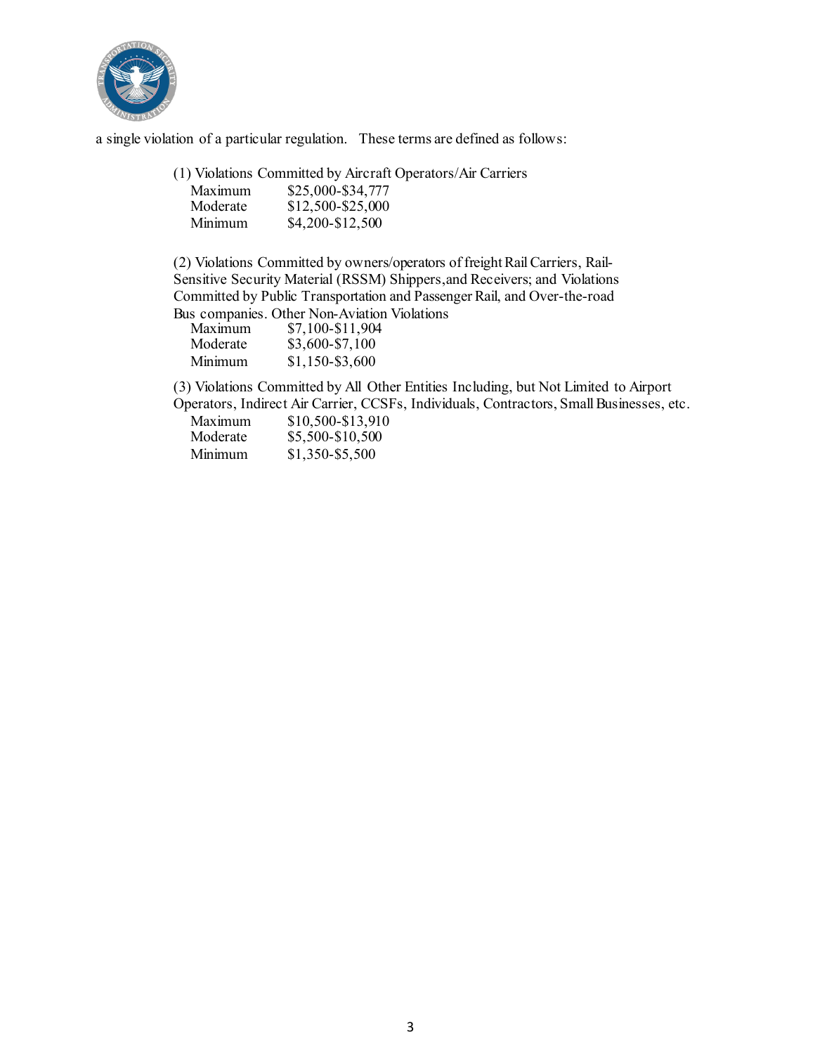a single violation of a particular regulation. These terms are defined as follows:

(1) Violations Committed by Aircraft Operators/Air Carriers

| | |
|---|---|
| Maximum | $25,000-$34,777 |
| Moderate | $12,500-$25,000 |
| Minimum | $4,200-$12,500 |

(2) Violations Committed by owners/operators of freight Rail Carriers, Rail-Sensitive Security Material (RSSM) Shippers,and Receivers; and Violations Committed by Public Transportation and Passenger Rail, and Over-the-road Bus companies. Other Non-Aviation Violations

| | |
|---|---|
| Maximum | $7,100-$11,904 |
| Moderate | $3,600-$7,100 |
| Minimum | $1,150-$3,600 |

(3) Violations Committed by All Other Entities Including, but Not Limited to Airport Operators, Indirect Air Carrier, CCSFs, Individuals, Contractors, Small Businesses, etc.

| | |
|---|---|
| Maximum | $10,500-$13,910 |
| Moderate | $5,500-$10,500 |
| Minimum | $1,350-$5,500 |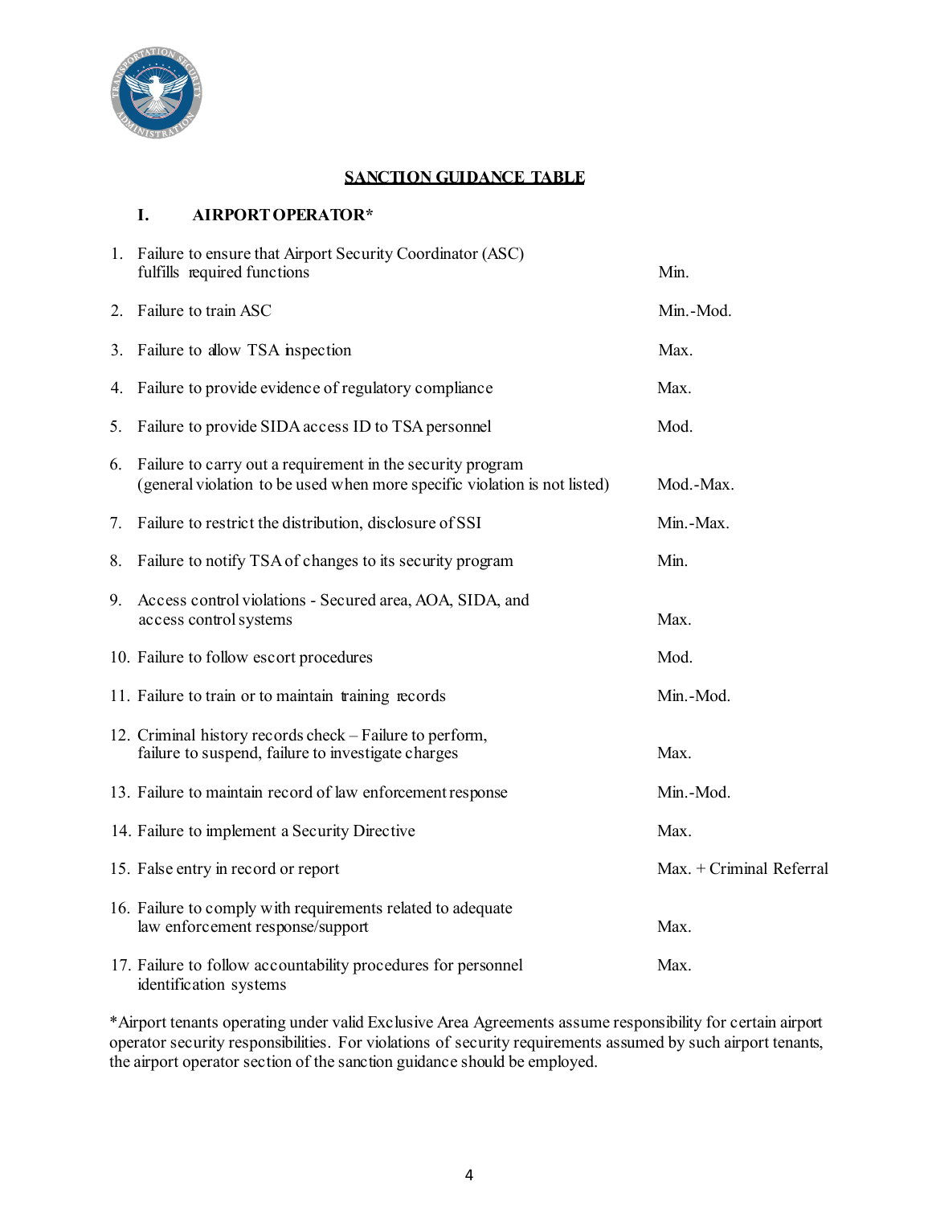## SANCTION GUIDANCE TABLE

### I. AIRPORT OPERATOR*

| | Violation | Sanction |
|---|---|---|
| 1. | Failure to ensure that Airport Security Coordinator (ASC) fulfills required functions | Min. |
| 2. | Failure to train ASC | Min.-Mod. |
| 3. | Failure to allow TSA inspection | Max. |
| 4. | Failure to provide evidence of regulatory compliance | Max. |
| 5. | Failure to provide SIDA access ID to TSA personnel | Mod. |
| 6. | Failure to carry out a requirement in the security program (general violation to be used when more specific violation is not listed) | Mod.-Max. |
| 7. | Failure to restrict the distribution, disclosure of SSI | Min.-Max. |
| 8. | Failure to notify TSA of changes to its security program | Min. |
| 9. | Access control violations - Secured area, AOA, SIDA, and access control systems | Max. |
| 10. | Failure to follow escort procedures | Mod. |
| 11. | Failure to train or to maintain training records | Min.-Mod. |
| 12. | Criminal history records check – Failure to perform, failure to suspend, failure to investigate charges | Max. |
| 13. | Failure to maintain record of law enforcement response | Min.-Mod. |
| 14. | Failure to implement a Security Directive | Max. |
| 15. | False entry in record or report | Max. + Criminal Referral |
| 16. | Failure to comply with requirements related to adequate law enforcement response/support | Max. |
| 17. | Failure to follow accountability procedures for personnel identification systems | Max. |

*Airport tenants operating under valid Exclusive Area Agreements assume responsibility for certain airport operator security responsibilities. For violations of security requirements assumed by such airport tenants, the airport operator section of the sanction guidance should be employed.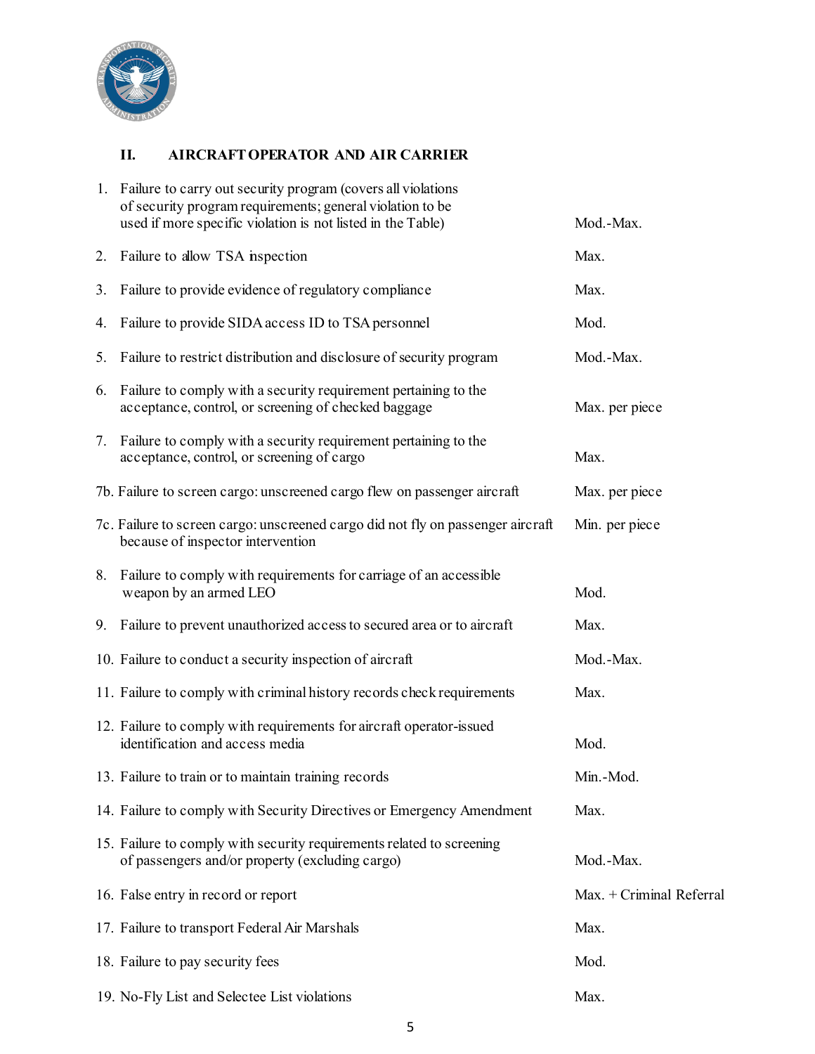## II. AIRCRAFT OPERATOR AND AIR CARRIER

| Violation | Penalty |
|---|---|
| 1. Failure to carry out security program (covers all violations of security program requirements; general violation to be used if more specific violation is not listed in the Table) | Mod.-Max. |
| 2. Failure to allow TSA inspection | Max. |
| 3. Failure to provide evidence of regulatory compliance | Max. |
| 4. Failure to provide SIDA access ID to TSA personnel | Mod. |
| 5. Failure to restrict distribution and disclosure of security program | Mod.-Max. |
| 6. Failure to comply with a security requirement pertaining to the acceptance, control, or screening of checked baggage | Max. per piece |
| 7. Failure to comply with a security requirement pertaining to the acceptance, control, or screening of cargo | Max. |
| 7b. Failure to screen cargo: unscreened cargo flew on passenger aircraft | Max. per piece |
| 7c. Failure to screen cargo: unscreened cargo did not fly on passenger aircraft because of inspector intervention | Min. per piece |
| 8. Failure to comply with requirements for carriage of an accessible weapon by an armed LEO | Mod. |
| 9. Failure to prevent unauthorized access to secured area or to aircraft | Max. |
| 10. Failure to conduct a security inspection of aircraft | Mod.-Max. |
| 11. Failure to comply with criminal history records check requirements | Max. |
| 12. Failure to comply with requirements for aircraft operator-issued identification and access media | Mod. |
| 13. Failure to train or to maintain training records | Min.-Mod. |
| 14. Failure to comply with Security Directives or Emergency Amendment | Max. |
| 15. Failure to comply with security requirements related to screening of passengers and/or property (excluding cargo) | Mod.-Max. |
| 16. False entry in record or report | Max. + Criminal Referral |
| 17. Failure to transport Federal Air Marshals | Max. |
| 18. Failure to pay security fees | Mod. |
| 19. No-Fly List and Selectee List violations | Max. |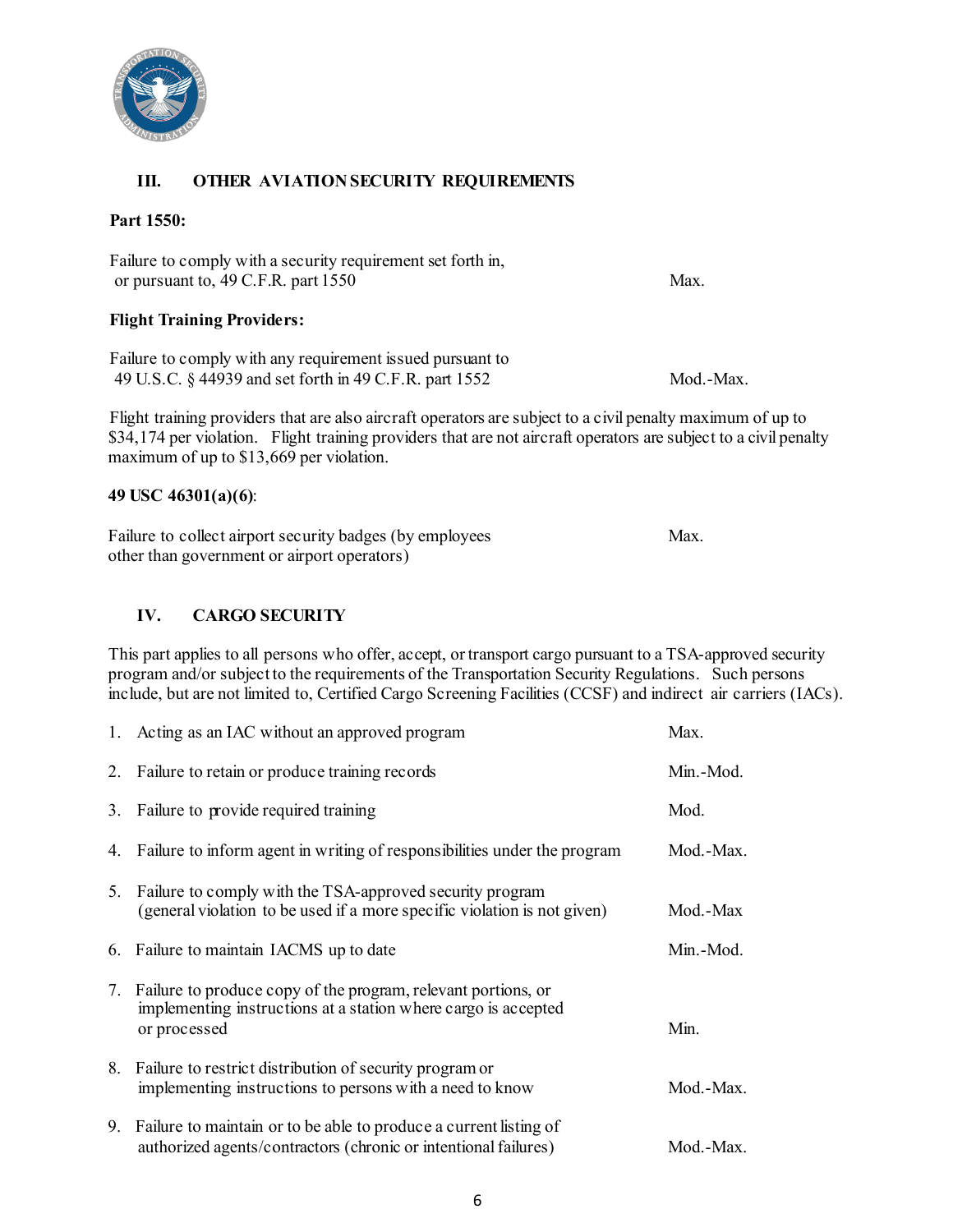## III. OTHER AVIATION SECURITY REQUIREMENTS

**Part 1550:**

| | |
|---|---|
| Failure to comply with a security requirement set forth in, or pursuant to, 49 C.F.R. part 1550 | Max. |

**Flight Training Providers:**

| | |
|---|---|
| Failure to comply with any requirement issued pursuant to 49 U.S.C. § 44939 and set forth in 49 C.F.R. part 1552 | Mod.-Max. |

Flight training providers that are also aircraft operators are subject to a civil penalty maximum of up to $34,174 per violation. Flight training providers that are not aircraft operators are subject to a civil penalty maximum of up to $13,669 per violation.

**49 USC 46301(a)(6)**:

| | |
|---|---|
| Failure to collect airport security badges (by employees other than government or airport operators) | Max. |

## IV. CARGO SECURITY

This part applies to all persons who offer, accept, or transport cargo pursuant to a TSA-approved security program and/or subject to the requirements of the Transportation Security Regulations. Such persons include, but are not limited to, Certified Cargo Screening Facilities (CCSF) and indirect air carriers (IACs).

| | | |
|---|---|---|
| 1. | Acting as an IAC without an approved program | Max. |
| 2. | Failure to retain or produce training records | Min.-Mod. |
| 3. | Failure to provide required training | Mod. |
| 4. | Failure to inform agent in writing of responsibilities under the program | Mod.-Max. |
| 5. | Failure to comply with the TSA-approved security program (general violation to be used if a more specific violation is not given) | Mod.-Max |
| 6. | Failure to maintain IACMS up to date | Min.-Mod. |
| 7. | Failure to produce copy of the program, relevant portions, or implementing instructions at a station where cargo is accepted or processed | Min. |
| 8. | Failure to restrict distribution of security program or implementing instructions to persons with a need to know | Mod.-Max. |
| 9. | Failure to maintain or to be able to produce a current listing of authorized agents/contractors (chronic or intentional failures) | Mod.-Max. |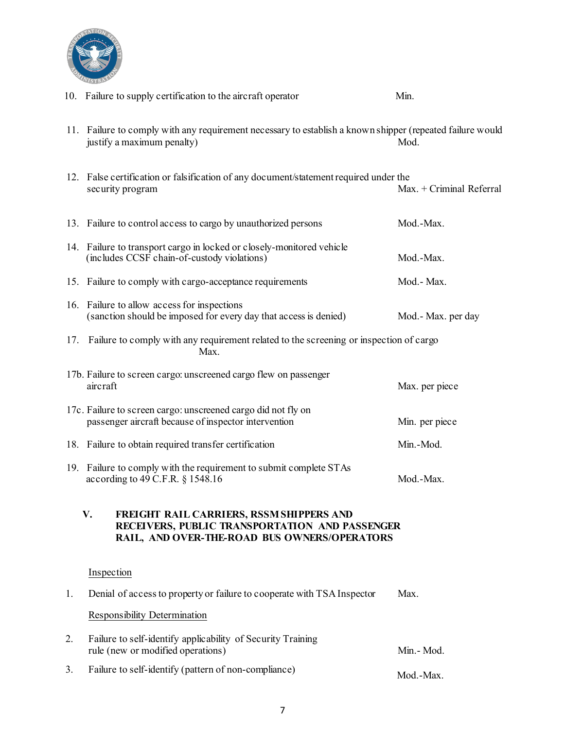10. Failure to supply certification to the aircraft operator — Min.

11. Failure to comply with any requirement necessary to establish a known shipper (repeated failure would justify a maximum penalty) — Mod.

12. False certification or falsification of any document/statement required under the security program — Max. + Criminal Referral

13. Failure to control access to cargo by unauthorized persons — Mod.-Max.

14. Failure to transport cargo in locked or closely-monitored vehicle (includes CCSF chain-of-custody violations) — Mod.-Max.

15. Failure to comply with cargo-acceptance requirements — Mod.- Max.

16. Failure to allow access for inspections (sanction should be imposed for every day that access is denied) — Mod.- Max. per day

17. Failure to comply with any requirement related to the screening or inspection of cargo — Max.

17b. Failure to screen cargo: unscreened cargo flew on passenger aircraft — Max. per piece

17c. Failure to screen cargo: unscreened cargo did not fly on passenger aircraft because of inspector intervention — Min. per piece

18. Failure to obtain required transfer certification — Min.-Mod.

19. Failure to comply with the requirement to submit complete STAs according to 49 C.F.R. § 1548.16 — Mod.-Max.

## V. FREIGHT RAIL CARRIERS, RSSM SHIPPERS AND RECEIVERS, PUBLIC TRANSPORTATION AND PASSENGER RAIL, AND OVER-THE-ROAD BUS OWNERS/OPERATORS

<u>Inspection</u>

1. Denial of access to property or failure to cooperate with TSA Inspector — Max.

<u>Responsibility Determination</u>

2. Failure to self-identify applicability of Security Training rule (new or modified operations) — Min.- Mod.

3. Failure to self-identify (pattern of non-compliance) — Mod.-Max.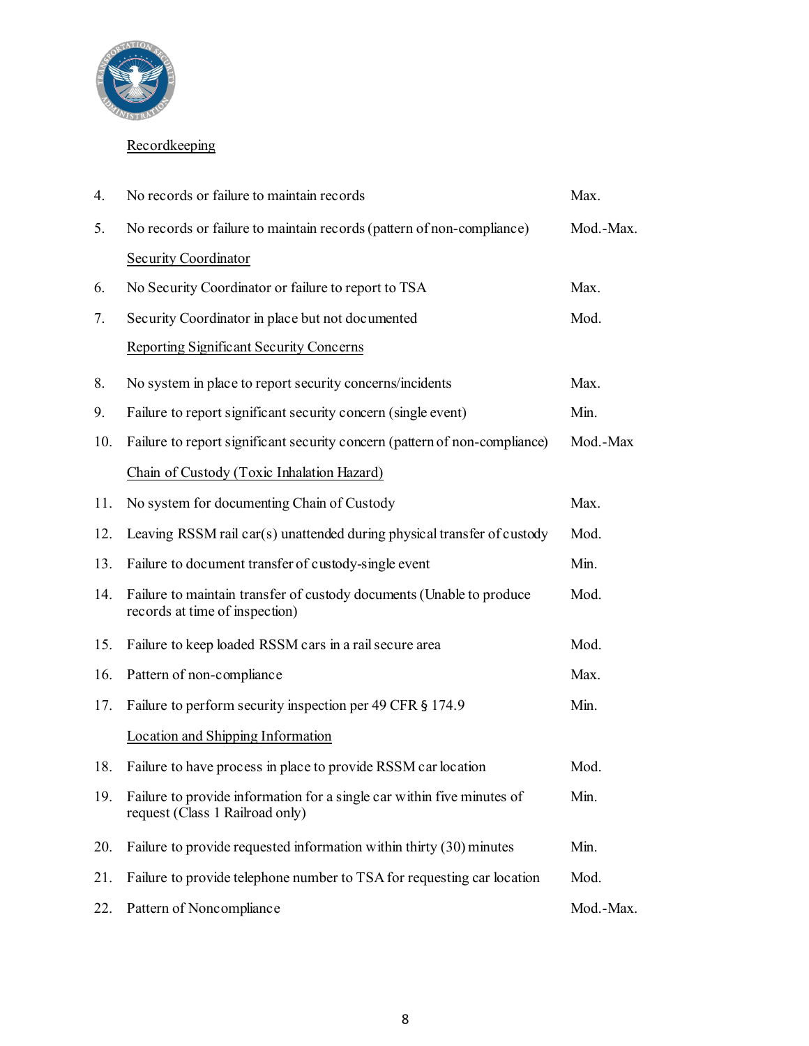Recordkeeping

| | | |
|---|---|---|
| 4. | No records or failure to maintain records | Max. |
| 5. | No records or failure to maintain records (pattern of non-compliance) | Mod.-Max. |
| | Security Coordinator | |
| 6. | No Security Coordinator or failure to report to TSA | Max. |
| 7. | Security Coordinator in place but not documented | Mod. |
| | Reporting Significant Security Concerns | |
| 8. | No system in place to report security concerns/incidents | Max. |
| 9. | Failure to report significant security concern (single event) | Min. |
| 10. | Failure to report significant security concern (pattern of non-compliance) | Mod.-Max |
| | Chain of Custody (Toxic Inhalation Hazard) | |
| 11. | No system for documenting Chain of Custody | Max. |
| 12. | Leaving RSSM rail car(s) unattended during physical transfer of custody | Mod. |
| 13. | Failure to document transfer of custody-single event | Min. |
| 14. | Failure to maintain transfer of custody documents (Unable to produce records at time of inspection) | Mod. |
| 15. | Failure to keep loaded RSSM cars in a rail secure area | Mod. |
| 16. | Pattern of non-compliance | Max. |
| 17. | Failure to perform security inspection per 49 CFR § 174.9 | Min. |
| | Location and Shipping Information | |
| 18. | Failure to have process in place to provide RSSM car location | Mod. |
| 19. | Failure to provide information for a single car within five minutes of request (Class 1 Railroad only) | Min. |
| 20. | Failure to provide requested information within thirty (30) minutes | Min. |
| 21. | Failure to provide telephone number to TSA for requesting car location | Mod. |
| 22. | Pattern of Noncompliance | Mod.-Max. |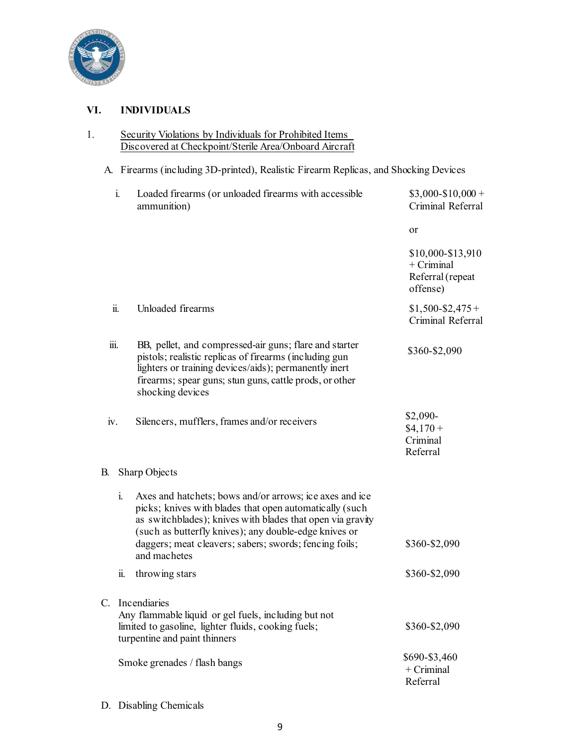## VI. INDIVIDUALS

1. <u>Security Violations by Individuals for Prohibited Items Discovered at Checkpoint/Sterile Area/Onboard Aircraft</u>

A. Firearms (including 3D-printed), Realistic Firearm Replicas, and Shocking Devices

| | Violation | Penalty |
|---|---|---|
| i. | Loaded firearms (or unloaded firearms with accessible ammunition) | $3,000-$10,000 + Criminal Referral<br><br>or<br><br>$10,000-$13,910 + Criminal Referral (repeat offense) |
| ii. | Unloaded firearms | $1,500-$2,475 + Criminal Referral |
| iii. | BB, pellet, and compressed-air guns; flare and starter pistols; realistic replicas of firearms (including gun lighters or training devices/aids); permanently inert firearms; spear guns; stun guns, cattle prods, or other shocking devices | $360-$2,090 |
| iv. | Silencers, mufflers, frames and/or receivers | $2,090-$4,170 + Criminal Referral |

B. Sharp Objects

| | Violation | Penalty |
|---|---|---|
| i. | Axes and hatchets; bows and/or arrows; ice axes and ice picks; knives with blades that open automatically (such as switchblades); knives with blades that open via gravity (such as butterfly knives); any double-edge knives or daggers; meat cleavers; sabers; swords; fencing foils; and machetes | $360-$2,090 |
| ii. | throwing stars | $360-$2,090 |

C. Incendiaries

| Violation | Penalty |
|---|---|
| Any flammable liquid or gel fuels, including but not limited to gasoline, lighter fluids, cooking fuels; turpentine and paint thinners | $360-$2,090 |
| Smoke grenades / flash bangs | $690-$3,460 + Criminal Referral |

D. Disabling Chemicals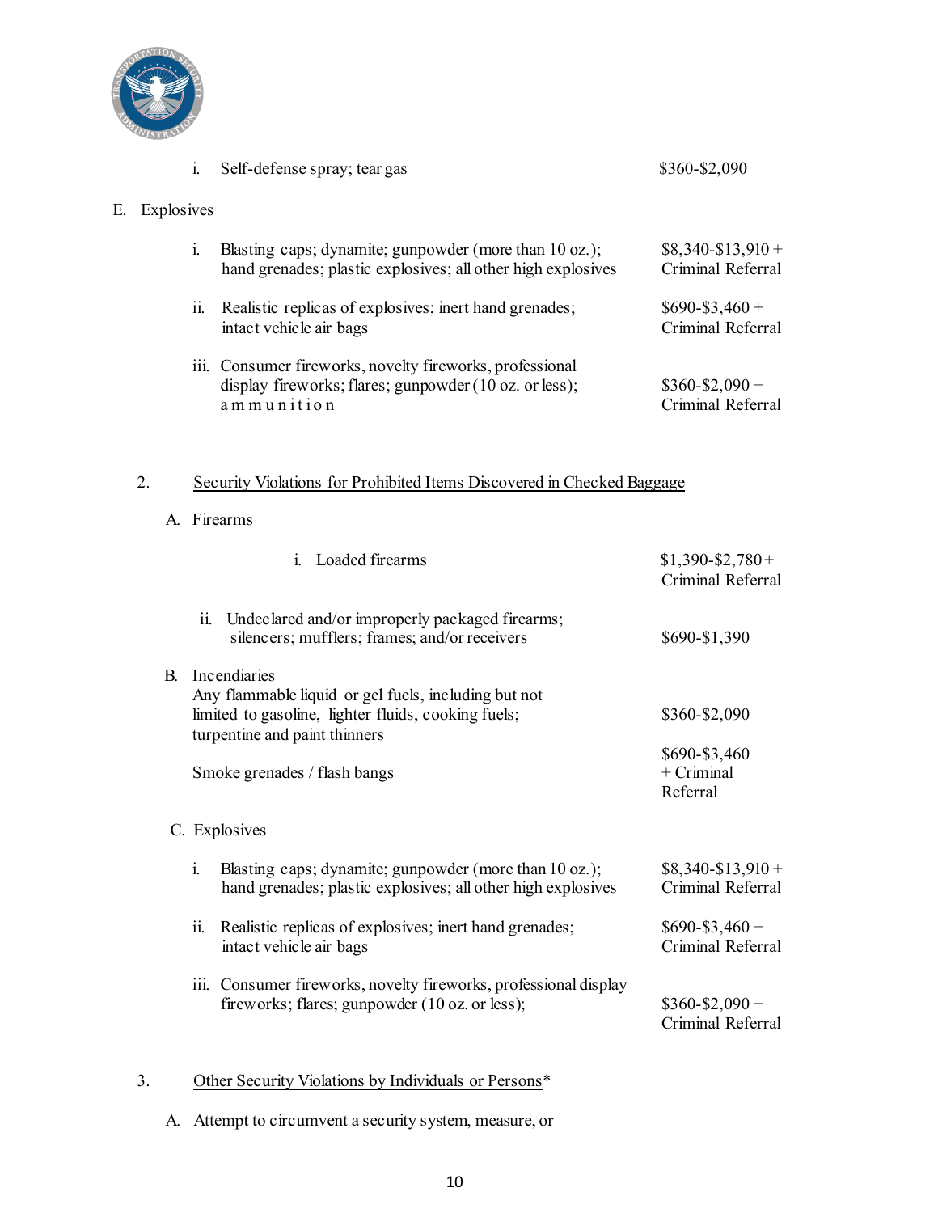i. Self-defense spray; tear gas — $360-$2,090

E. Explosives

| Item | Penalty |
|---|---|
| i. Blasting caps; dynamite; gunpowder (more than 10 oz.); hand grenades; plastic explosives; all other high explosives | $8,340-$13,910 + Criminal Referral |
| ii. Realistic replicas of explosives; inert hand grenades; intact vehicle air bags | $690-$3,460 + Criminal Referral |
| iii. Consumer fireworks, novelty fireworks, professional display fireworks; flares; gunpowder (10 oz. or less); ammunition | $360-$2,090 + Criminal Referral |

2. Security Violations for Prohibited Items Discovered in Checked Baggage

A. Firearms

| Item | Penalty |
|---|---|
| i. Loaded firearms | $1,390-$2,780 + Criminal Referral |
| ii. Undeclared and/or improperly packaged firearms; silencers; mufflers; frames; and/or receivers | $690-$1,390 |

B. Incendiaries

| Item | Penalty |
|---|---|
| Any flammable liquid or gel fuels, including but not limited to gasoline, lighter fluids, cooking fuels; turpentine and paint thinners | $360-$2,090 |
| Smoke grenades / flash bangs | $690-$3,460 + Criminal Referral |

C. Explosives

| Item | Penalty |
|---|---|
| i. Blasting caps; dynamite; gunpowder (more than 10 oz.); hand grenades; plastic explosives; all other high explosives | $8,340-$13,910 + Criminal Referral |
| ii. Realistic replicas of explosives; inert hand grenades; intact vehicle air bags | $690-$3,460 + Criminal Referral |
| iii. Consumer fireworks, novelty fireworks, professional display fireworks; flares; gunpowder (10 oz. or less); | $360-$2,090 + Criminal Referral |

3. Other Security Violations by Individuals or Persons*

A. Attempt to circumvent a security system, measure, or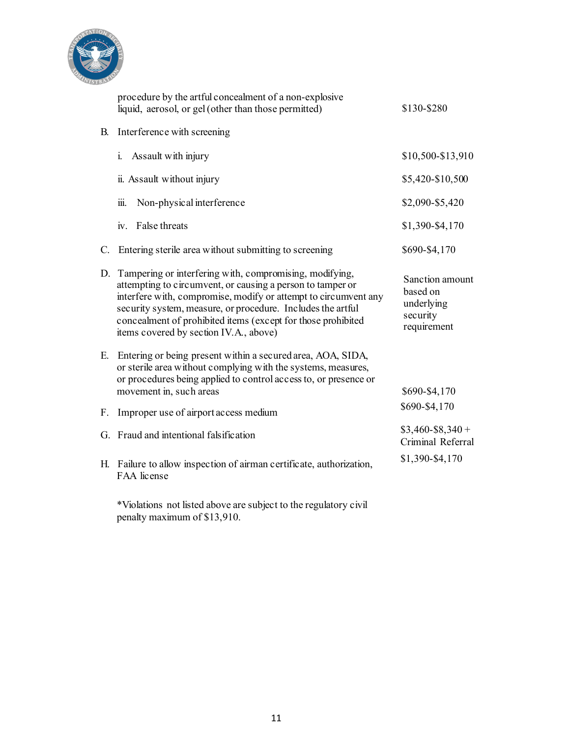| Violation | Sanction |
|---|---|
| procedure by the artful concealment of a non-explosive liquid, aerosol, or gel (other than those permitted) | $130-$280 |
| B. Interference with screening | |
| i. Assault with injury | $10,500-$13,910 |
| ii. Assault without injury | $5,420-$10,500 |
| iii. Non-physical interference | $2,090-$5,420 |
| iv. False threats | $1,390-$4,170 |
| C. Entering sterile area without submitting to screening | $690-$4,170 |
| D. Tampering or interfering with, compromising, modifying, attempting to circumvent, or causing a person to tamper or interfere with, compromise, modify or attempt to circumvent any security system, measure, or procedure. Includes the artful concealment of prohibited items (except for those prohibited items covered by section IV.A., above) | Sanction amount based on underlying security requirement |
| E. Entering or being present within a secured area, AOA, SIDA, or sterile area without complying with the systems, measures, or procedures being applied to control access to, or presence or movement in, such areas | $690-$4,170 |
| F. Improper use of airport access medium | $690-$4,170 |
| G. Fraud and intentional falsification | $3,460-$8,340 + Criminal Referral |
| H. Failure to allow inspection of airman certificate, authorization, FAA license | $1,390-$4,170 |

*Violations not listed above are subject to the regulatory civil penalty maximum of $13,910.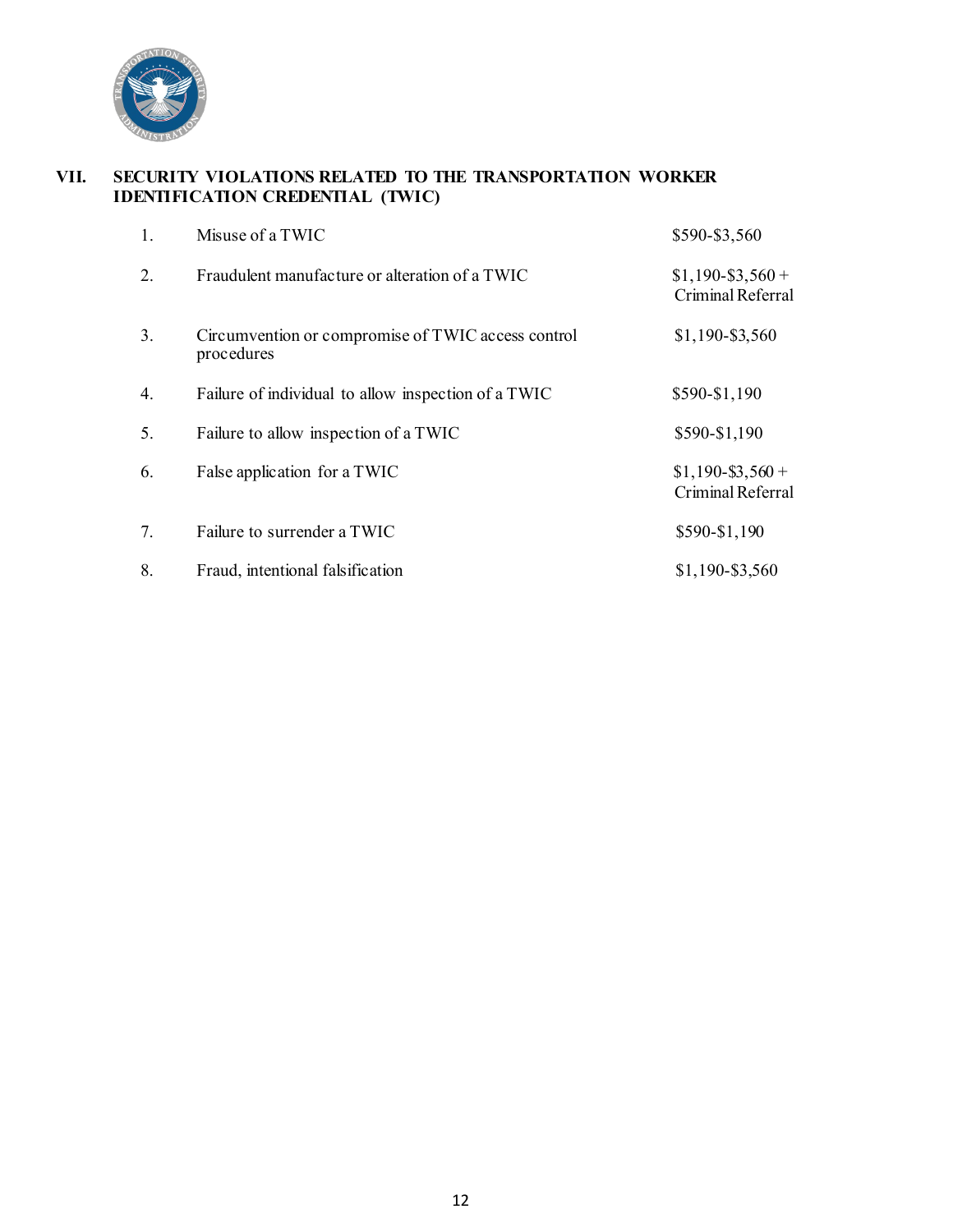## VII. SECURITY VIOLATIONS RELATED TO THE TRANSPORTATION WORKER IDENTIFICATION CREDENTIAL (TWIC)

| | | |
|---|---|---|
| 1. | Misuse of a TWIC | \$590-\$3,560 |
| 2. | Fraudulent manufacture or alteration of a TWIC | \$1,190-\$3,560 + Criminal Referral |
| 3. | Circumvention or compromise of TWIC access control procedures | \$1,190-\$3,560 |
| 4. | Failure of individual to allow inspection of a TWIC | \$590-\$1,190 |
| 5. | Failure to allow inspection of a TWIC | \$590-\$1,190 |
| 6. | False application for a TWIC | \$1,190-\$3,560 + Criminal Referral |
| 7. | Failure to surrender a TWIC | \$590-\$1,190 |
| 8. | Fraud, intentional falsification | \$1,190-\$3,560 |